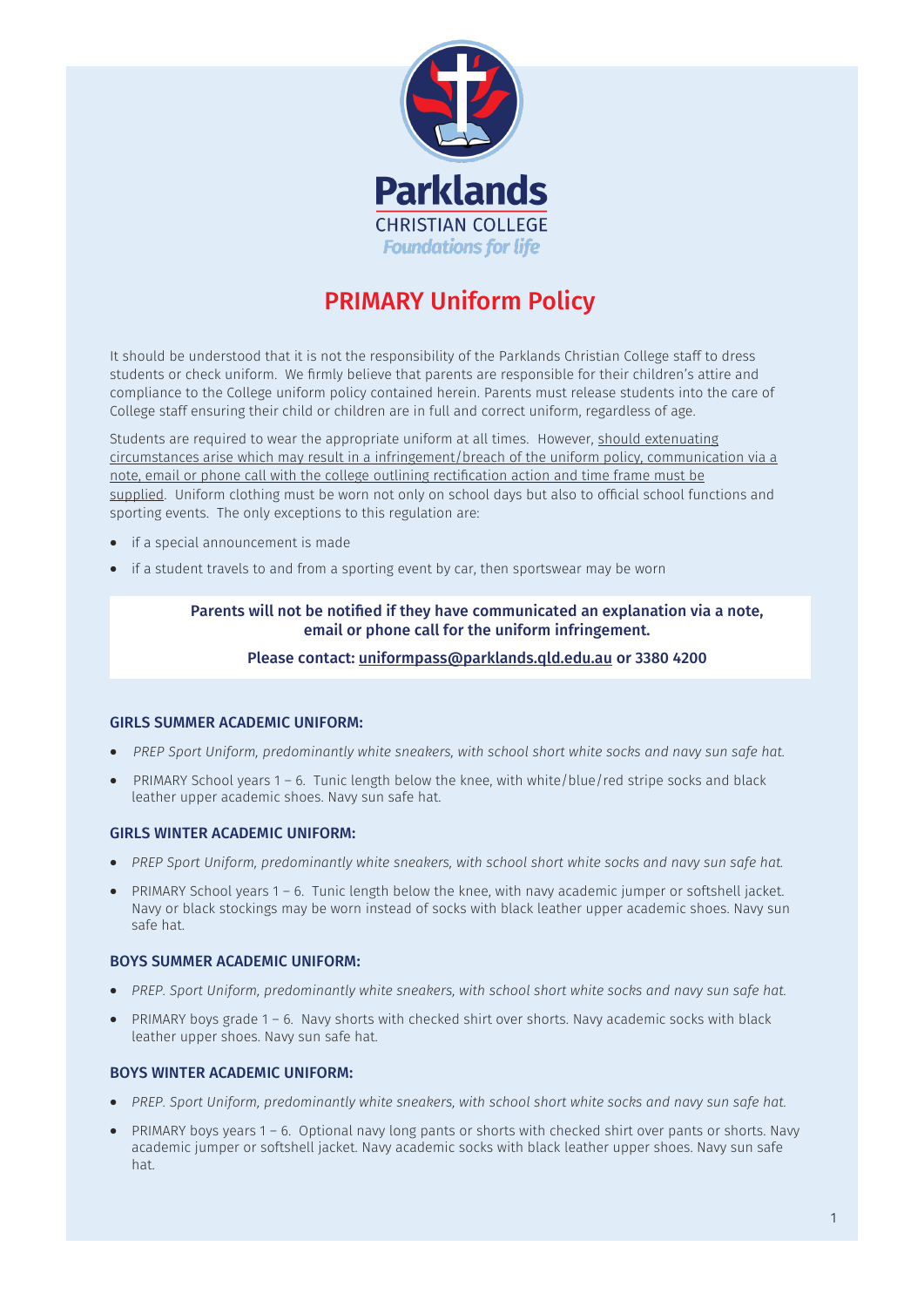Parklands

CHRISTIAN COLLEGE

*Foundations for life*

# PRIMARY Uniform Policy

It should be understood that it is not the responsibility of the Parklands Christian College staff to dress students or check uniform. We firmly believe that parents are responsible for their children's attire and compliance to the College uniform policy contained herein. Parents must release students into the care of College staff ensuring their child or children are in full and correct uniform, regardless of age.

Students are required to wear the appropriate uniform at all times. However, <u>should extenuating circumstances arise which may result in a infringement/breach of the uniform policy, communication via a note, email or phone call with the college outlining rectification action and time frame must be supplied</u>. Uniform clothing must be worn not only on school days but also to official school functions and sporting events. The only exceptions to this regulation are:

- if a special announcement is made
- if a student travels to and from a sporting event by car, then sportswear may be worn

**Parents will not be notified if they have communicated an explanation via a note, email or phone call for the uniform infringement.**

**Please contact: uniformpass@parklands.qld.edu.au or 3380 4200**

### GIRLS SUMMER ACADEMIC UNIFORM:

- *PREP Sport Uniform, predominantly white sneakers, with school short white socks and navy sun safe hat.*
- PRIMARY School years 1 – 6. Tunic length below the knee, with white/blue/red stripe socks and black leather upper academic shoes. Navy sun safe hat.

### GIRLS WINTER ACADEMIC UNIFORM:

- *PREP Sport Uniform, predominantly white sneakers, with school short white socks and navy sun safe hat.*
- PRIMARY School years 1 – 6. Tunic length below the knee, with navy academic jumper or softshell jacket. Navy or black stockings may be worn instead of socks with black leather upper academic shoes. Navy sun safe hat.

### BOYS SUMMER ACADEMIC UNIFORM:

- *PREP. Sport Uniform, predominantly white sneakers, with school short white socks and navy sun safe hat.*
- PRIMARY boys grade 1 – 6. Navy shorts with checked shirt over shorts. Navy academic socks with black leather upper shoes. Navy sun safe hat.

### BOYS WINTER ACADEMIC UNIFORM:

- *PREP. Sport Uniform, predominantly white sneakers, with school short white socks and navy sun safe hat.*
- PRIMARY boys years 1 – 6. Optional navy long pants or shorts with checked shirt over pants or shorts. Navy academic jumper or softshell jacket. Navy academic socks with black leather upper shoes. Navy sun safe hat.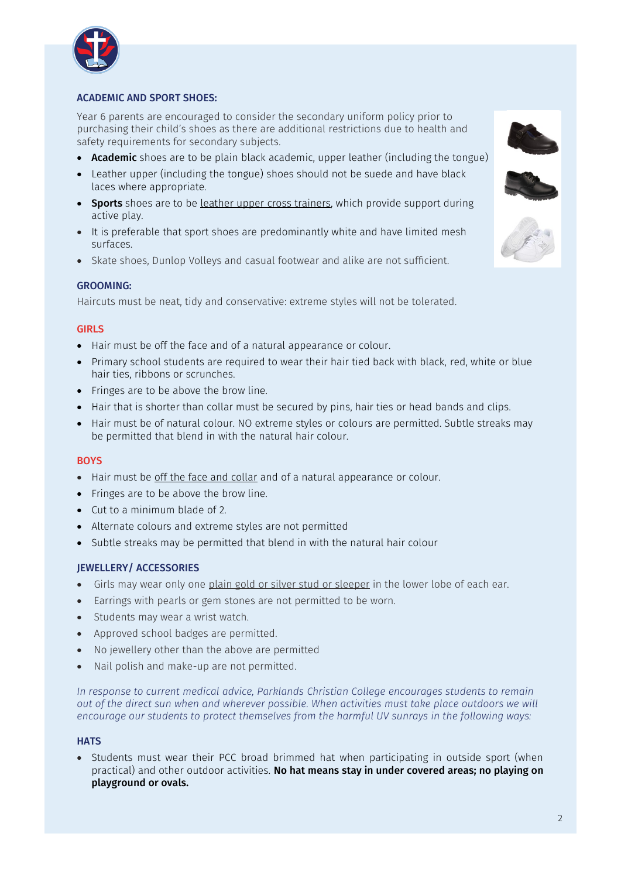## ACADEMIC AND SPORT SHOES:

Year 6 parents are encouraged to consider the secondary uniform policy prior to purchasing their child's shoes as there are additional restrictions due to health and safety requirements for secondary subjects.

- **Academic** shoes are to be plain black academic, upper leather (including the tongue)
- Leather upper (including the tongue) shoes should not be suede and have black laces where appropriate.
- **Sports** shoes are to be leather upper cross trainers, which provide support during active play.
- It is preferable that sport shoes are predominantly white and have limited mesh surfaces.
- Skate shoes, Dunlop Volleys and casual footwear and alike are not sufficient.

## GROOMING:

Haircuts must be neat, tidy and conservative: extreme styles will not be tolerated.

### GIRLS

- Hair must be off the face and of a natural appearance or colour.
- Primary school students are required to wear their hair tied back with black, red, white or blue hair ties, ribbons or scrunches.
- Fringes are to be above the brow line.
- Hair that is shorter than collar must be secured by pins, hair ties or head bands and clips.
- Hair must be of natural colour. NO extreme styles or colours are permitted. Subtle streaks may be permitted that blend in with the natural hair colour.

### BOYS

- Hair must be off the face and collar and of a natural appearance or colour.
- Fringes are to be above the brow line.
- Cut to a minimum blade of 2.
- Alternate colours and extreme styles are not permitted
- Subtle streaks may be permitted that blend in with the natural hair colour

## JEWELLERY/ ACCESSORIES

- Girls may wear only one plain gold or silver stud or sleeper in the lower lobe of each ear.
- Earrings with pearls or gem stones are not permitted to be worn.
- Students may wear a wrist watch.
- Approved school badges are permitted.
- No jewellery other than the above are permitted
- Nail polish and make-up are not permitted.

*In response to current medical advice, Parklands Christian College encourages students to remain out of the direct sun when and wherever possible. When activities must take place outdoors we will encourage our students to protect themselves from the harmful UV sunrays in the following ways:*

## HATS

- Students must wear their PCC broad brimmed hat when participating in outside sport (when practical) and other outdoor activities. **No hat means stay in under covered areas; no playing on playground or ovals.**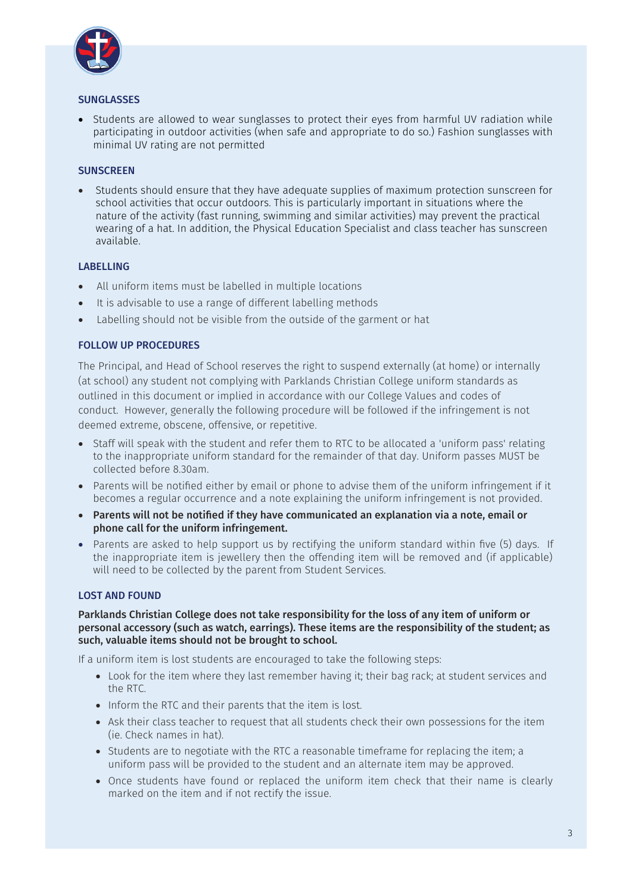## SUNGLASSES

- Students are allowed to wear sunglasses to protect their eyes from harmful UV radiation while participating in outdoor activities (when safe and appropriate to do so.) Fashion sunglasses with minimal UV rating are not permitted

## SUNSCREEN

- Students should ensure that they have adequate supplies of maximum protection sunscreen for school activities that occur outdoors. This is particularly important in situations where the nature of the activity (fast running, swimming and similar activities) may prevent the practical wearing of a hat. In addition, the Physical Education Specialist and class teacher has sunscreen available.

## LABELLING

- All uniform items must be labelled in multiple locations
- It is advisable to use a range of different labelling methods
- Labelling should not be visible from the outside of the garment or hat

## FOLLOW UP PROCEDURES

The Principal, and Head of School reserves the right to suspend externally (at home) or internally (at school) any student not complying with Parklands Christian College uniform standards as outlined in this document or implied in accordance with our College Values and codes of conduct. However, generally the following procedure will be followed if the infringement is not deemed extreme, obscene, offensive, or repetitive.

- Staff will speak with the student and refer them to RTC to be allocated a 'uniform pass' relating to the inappropriate uniform standard for the remainder of that day. Uniform passes MUST be collected before 8.30am.
- Parents will be notified either by email or phone to advise them of the uniform infringement if it becomes a regular occurrence and a note explaining the uniform infringement is not provided.
- **Parents will not be notified if they have communicated an explanation via a note, email or phone call for the uniform infringement.**
- Parents are asked to help support us by rectifying the uniform standard within five (5) days. If the inappropriate item is jewellery then the offending item will be removed and (if applicable) will need to be collected by the parent from Student Services.

## LOST AND FOUND

**Parklands Christian College does not take responsibility for the loss of any item of uniform or personal accessory (such as watch, earrings). These items are the responsibility of the student; as such, valuable items should not be brought to school.**

If a uniform item is lost students are encouraged to take the following steps:

- Look for the item where they last remember having it; their bag rack; at student services and the RTC.
- Inform the RTC and their parents that the item is lost.
- Ask their class teacher to request that all students check their own possessions for the item (ie. Check names in hat).
- Students are to negotiate with the RTC a reasonable timeframe for replacing the item; a uniform pass will be provided to the student and an alternate item may be approved.
- Once students have found or replaced the uniform item check that their name is clearly marked on the item and if not rectify the issue.